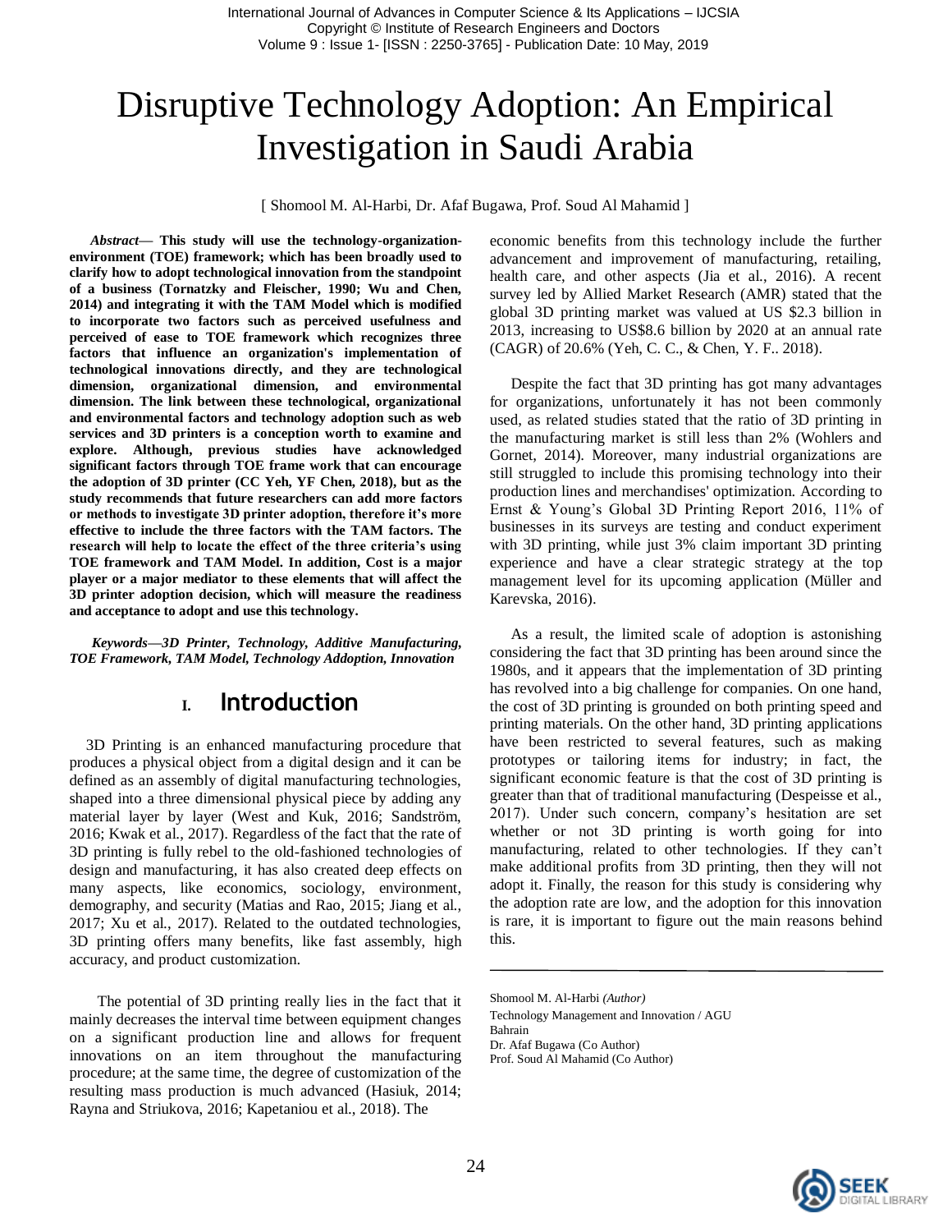# Disruptive Technology Adoption: An Empirical Investigation in Saudi Arabia

[ Shomool M. Al-Harbi, Dr. Afaf Bugawa, Prof. Soud Al Mahamid ]

***Abstract*— This study will use the technology-organization-environment (TOE) framework; which has been broadly used to clarify how to adopt technological innovation from the standpoint of a business (Tornatzky and Fleischer, 1990; Wu and Chen, 2014) and integrating it with the TAM Model which is modified to incorporate two factors such as perceived usefulness and perceived of ease to TOE framework which recognizes three factors that influence an organization's implementation of technological innovations directly, and they are technological dimension, organizational dimension, and environmental dimension. The link between these technological, organizational and environmental factors and technology adoption such as web services and 3D printers is a conception worth to examine and explore. Although, previous studies have acknowledged significant factors through TOE frame work that can encourage the adoption of 3D printer (CC Yeh, YF Chen, 2018), but as the study recommends that future researchers can add more factors or methods to investigate 3D printer adoption, therefore it's more effective to include the three factors with the TAM factors. The research will help to locate the effect of the three criteria's using TOE framework and TAM Model. In addition, Cost is a major player or a major mediator to these elements that will affect the 3D printer adoption decision, which will measure the readiness and acceptance to adopt and use this technology.**

***Keywords*—*3D Printer, Technology, Additive Manufacturing, TOE Framework, TAM Model, Technology Addoption, Innovation***

## I. Introduction

3D Printing is an enhanced manufacturing procedure that produces a physical object from a digital design and it can be defined as an assembly of digital manufacturing technologies, shaped into a three dimensional physical piece by adding any material layer by layer (West and Kuk, 2016; Sandström, 2016; Kwak et al., 2017). Regardless of the fact that the rate of 3D printing is fully rebel to the old-fashioned technologies of design and manufacturing, it has also created deep effects on many aspects, like economics, sociology, environment, demography, and security (Matias and Rao, 2015; Jiang et al., 2017; Xu et al., 2017). Related to the outdated technologies, 3D printing offers many benefits, like fast assembly, high accuracy, and product customization.

The potential of 3D printing really lies in the fact that it mainly decreases the interval time between equipment changes on a significant production line and allows for frequent innovations on an item throughout the manufacturing procedure; at the same time, the degree of customization of the resulting mass production is much advanced (Hasiuk, 2014; Rayna and Striukova, 2016; Kapetaniou et al., 2018). The economic benefits from this technology include the further advancement and improvement of manufacturing, retailing, health care, and other aspects (Jia et al., 2016). A recent survey led by Allied Market Research (AMR) stated that the global 3D printing market was valued at US $2.3 billion in 2013, increasing to US$8.6 billion by 2020 at an annual rate (CAGR) of 20.6% (Yeh, C. C., & Chen, Y. F.. 2018).

Despite the fact that 3D printing has got many advantages for organizations, unfortunately it has not been commonly used, as related studies stated that the ratio of 3D printing in the manufacturing market is still less than 2% (Wohlers and Gornet, 2014). Moreover, many industrial organizations are still struggled to include this promising technology into their production lines and merchandises' optimization. According to Ernst & Young's Global 3D Printing Report 2016, 11% of businesses in its surveys are testing and conduct experiment with 3D printing, while just 3% claim important 3D printing experience and have a clear strategic strategy at the top management level for its upcoming application (Müller and Karevska, 2016).

As a result, the limited scale of adoption is astonishing considering the fact that 3D printing has been around since the 1980s, and it appears that the implementation of 3D printing has revolved into a big challenge for companies. On one hand, the cost of 3D printing is grounded on both printing speed and printing materials. On the other hand, 3D printing applications have been restricted to several features, such as making prototypes or tailoring items for industry; in fact, the significant economic feature is that the cost of 3D printing is greater than that of traditional manufacturing (Despeisse et al., 2017). Under such concern, company's hesitation are set whether or not 3D printing is worth going for into manufacturing, related to other technologies. If they can't make additional profits from 3D printing, then they will not adopt it. Finally, the reason for this study is considering why the adoption rate are low, and the adoption for this innovation is rare, it is important to figure out the main reasons behind this.

---

Shomool M. Al-Harbi *(Author)*
Technology Management and Innovation / AGU
Bahrain
Dr. Afaf Bugawa (Co Author)
Prof. Soud Al Mahamid (Co Author)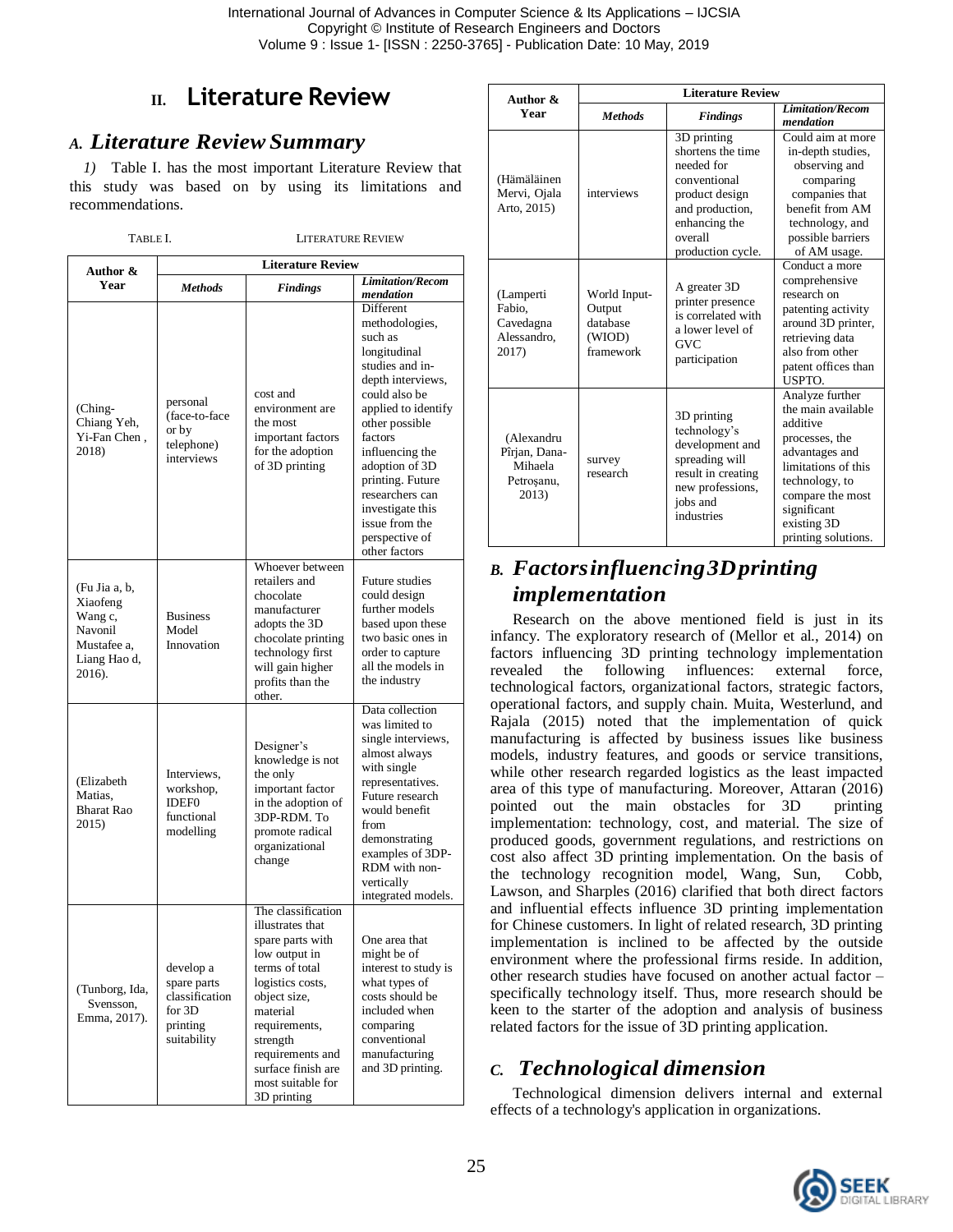## II. Literature Review

### A. *Literature Review Summary*

*1)* Table I. has the most important Literature Review that this study was based on by using its limitations and recommendations.

TABLE I. LITERATURE REVIEW

| Author & Year | Literature Review | | |
|---|---|---|---|
| | ***Methods*** | ***Findings*** | ***Limitation/Recommendation*** |
| (Ching-Chiang Yeh, Yi-Fan Chen , 2018) | personal (face-to-face or by telephone) interviews | cost and environment are the most important factors for the adoption of 3D printing | Different methodologies, such as longitudinal studies and in-depth interviews, could also be applied to identify other possible factors influencing the adoption of 3D printing. Future researchers can investigate this issue from the perspective of other factors |
| (Fu Jia a, b, Xiaofeng Wang c, Navonil Mustafee a, Liang Hao d, 2016). | Business Model Innovation | Whoever between retailers and chocolate manufacturer adopts the 3D chocolate printing technology first will gain higher profits than the other. | Future studies could design further models based upon these two basic ones in order to capture all the models in the industry |
| (Elizabeth Matias, Bharat Rao 2015) | Interviews, workshop, IDEF0 functional modelling | Designer's knowledge is not the only important factor in the adoption of 3DP-RDM. To promote radical organizational change | Data collection was limited to single interviews, almost always with single representatives. Future research would benefit from demonstrating examples of 3DP-RDM with non-vertically integrated models. |
| (Tunborg, Ida, Svensson, Emma, 2017). | develop a spare parts classification for 3D printing suitability | The classification illustrates that spare parts with low output in terms of total logistics costs, object size, material requirements, strength requirements and surface finish are most suitable for 3D printing | One area that might be of interest to study is what types of costs should be included when comparing conventional manufacturing and 3D printing. |
| (Hämäläinen Mervi, Ojala Arto, 2015) | interviews | 3D printing shortens the time needed for conventional product design and production, enhancing the overall production cycle. | Could aim at more in-depth studies, observing and comparing companies that benefit from AM technology, and possible barriers of AM usage. |
| (Lamperti Fabio, Cavedagna Alessandro, 2017) | World Input-Output database (WIOD) framework | A greater 3D printer presence is correlated with a lower level of GVC participation | Conduct a more comprehensive research on patenting activity around 3D printer, retrieving data also from other patent offices than USPTO. |
| (Alexandru Pîrjan, Dana-Mihaela Petroşanu, 2013) | survey research | 3D printing technology's development and spreading will result in creating new professions, jobs and industries | Analyze further the main available additive processes, the advantages and limitations of this technology, to compare the most significant existing 3D printing solutions. |

### B. *Factors influencing 3D printing implementation*

Research on the above mentioned field is just in its infancy. The exploratory research of (Mellor et al., 2014) on factors influencing 3D printing technology implementation revealed the following influences: external force, technological factors, organizational factors, strategic factors, operational factors, and supply chain. Muita, Westerlund, and Rajala (2015) noted that the implementation of quick manufacturing is affected by business issues like business models, industry features, and goods or service transitions, while other research regarded logistics as the least impacted area of this type of manufacturing. Moreover, Attaran (2016) pointed out the main obstacles for 3D printing implementation: technology, cost, and material. The size of produced goods, government regulations, and restrictions on cost also affect 3D printing implementation. On the basis of the technology recognition model, Wang, Sun, Cobb, Lawson, and Sharples (2016) clarified that both direct factors and influential effects influence 3D printing implementation for Chinese customers. In light of related research, 3D printing implementation is inclined to be affected by the outside environment where the professional firms reside. In addition, other research studies have focused on another actual factor – specifically technology itself. Thus, more research should be keen to the starter of the adoption and analysis of business related factors for the issue of 3D printing application.

### C. *Technological dimension*

Technological dimension delivers internal and external effects of a technology's application in organizations.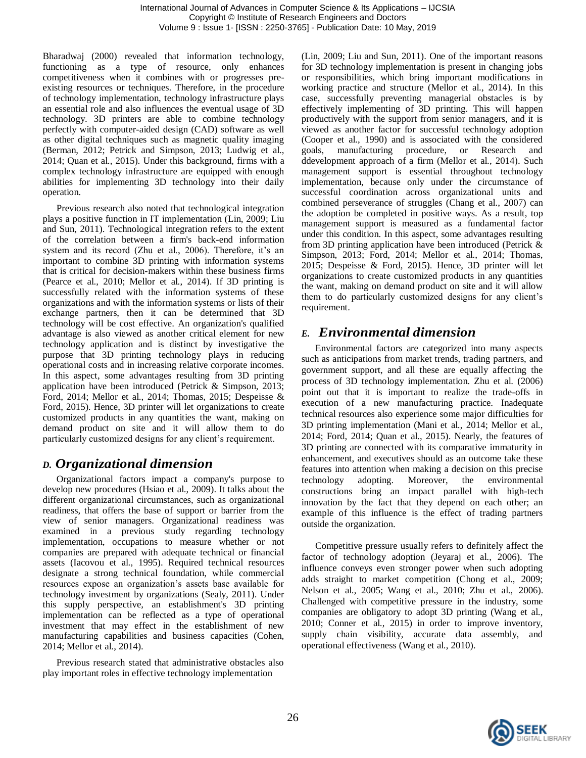Bharadwaj (2000) revealed that information technology, functioning as a type of resource, only enhances competitiveness when it combines with or progresses pre-existing resources or techniques. Therefore, in the procedure of technology implementation, technology infrastructure plays an essential role and also influences the eventual usage of 3D technology. 3D printers are able to combine technology perfectly with computer-aided design (CAD) software as well as other digital techniques such as magnetic quality imaging (Berman, 2012; Petrick and Simpson, 2013; Ludwig et al., 2014; Quan et al., 2015). Under this background, firms with a complex technology infrastructure are equipped with enough abilities for implementing 3D technology into their daily operation.

Previous research also noted that technological integration plays a positive function in IT implementation (Lin, 2009; Liu and Sun, 2011). Technological integration refers to the extent of the correlation between a firm's back-end information system and its record (Zhu et al., 2006). Therefore, it's an important to combine 3D printing with information systems that is critical for decision-makers within these business firms (Pearce et al., 2010; Mellor et al., 2014). If 3D printing is successfully related with the information systems of these organizations and with the information systems or lists of their exchange partners, then it can be determined that 3D technology will be cost effective. An organization's qualified advantage is also viewed as another critical element for new technology application and is distinct by investigative the purpose that 3D printing technology plays in reducing operational costs and in increasing relative corporate incomes. In this aspect, some advantages resulting from 3D printing application have been introduced (Petrick & Simpson, 2013; Ford, 2014; Mellor et al., 2014; Thomas, 2015; Despeisse & Ford, 2015). Hence, 3D printer will let organizations to create customized products in any quantities the want, making on demand product on site and it will allow them to do particularly customized designs for any client's requirement.

## *D. Organizational dimension*

Organizational factors impact a company's purpose to develop new procedures (Hsiao et al., 2009). It talks about the different organizational circumstances, such as organizational readiness, that offers the base of support or barrier from the view of senior managers. Organizational readiness was examined in a previous study regarding technology implementation, occupations to measure whether or not companies are prepared with adequate technical or financial assets (Iacovou et al., 1995). Required technical resources designate a strong technical foundation, while commercial resources expose an organization's assets base available for technology investment by organizations (Sealy, 2011). Under this supply perspective, an establishment's 3D printing implementation can be reflected as a type of operational investment that may effect in the establishment of new manufacturing capabilities and business capacities (Cohen, 2014; Mellor et al., 2014).

Previous research stated that administrative obstacles also play important roles in effective technology implementation (Lin, 2009; Liu and Sun, 2011). One of the important reasons for 3D technology implementation is present in changing jobs or responsibilities, which bring important modifications in working practice and structure (Mellor et al., 2014). In this case, successfully preventing managerial obstacles is by effectively implementing of 3D printing. This will happen productively with the support from senior managers, and it is viewed as another factor for successful technology adoption (Cooper et al., 1990) and is associated with the considered goals, manufacturing procedure, or Research and ddevelopment approach of a firm (Mellor et al., 2014). Such management support is essential throughout technology implementation, because only under the circumstance of successful coordination across organizational units and combined perseverance of struggles (Chang et al., 2007) can the adoption be completed in positive ways. As a result, top management support is measured as a fundamental factor under this condition. In this aspect, some advantages resulting from 3D printing application have been introduced (Petrick & Simpson, 2013; Ford, 2014; Mellor et al., 2014; Thomas, 2015; Despeisse & Ford, 2015). Hence, 3D printer will let organizations to create customized products in any quantities the want, making on demand product on site and it will allow them to do particularly customized designs for any client's requirement.

## *E. Environmental dimension*

Environmental factors are categorized into many aspects such as anticipations from market trends, trading partners, and government support, and all these are equally affecting the process of 3D technology implementation. Zhu et al. (2006) point out that it is important to realize the trade-offs in execution of a new manufacturing practice. Inadequate technical resources also experience some major difficulties for 3D printing implementation (Mani et al., 2014; Mellor et al., 2014; Ford, 2014; Quan et al., 2015). Nearly, the features of 3D printing are connected with its comparative immaturity in enhancement, and executives should as an outcome take these features into attention when making a decision on this precise technology adopting. Moreover, the environmental constructions bring an impact parallel with high-tech innovation by the fact that they depend on each other; an example of this influence is the effect of trading partners outside the organization.

Competitive pressure usually refers to definitely affect the factor of technology adoption (Jeyaraj et al., 2006). The influence conveys even stronger power when such adopting adds straight to market competition (Chong et al., 2009; Nelson et al., 2005; Wang et al., 2010; Zhu et al., 2006). Challenged with competitive pressure in the industry, some companies are obligatory to adopt 3D printing (Wang et al., 2010; Conner et al., 2015) in order to improve inventory, supply chain visibility, accurate data assembly, and operational effectiveness (Wang et al., 2010).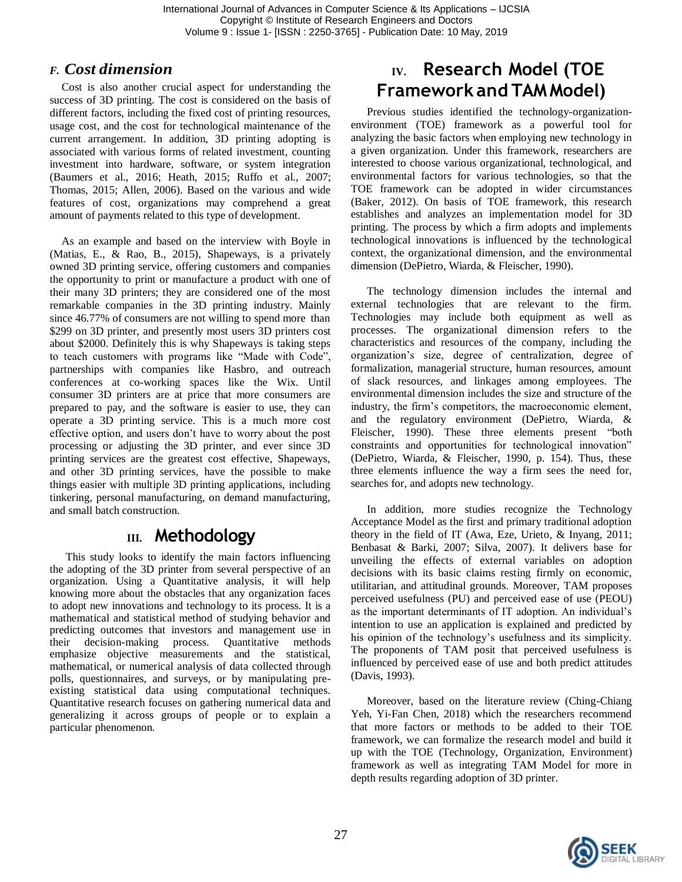### *F. Cost dimension*

Cost is also another crucial aspect for understanding the success of 3D printing. The cost is considered on the basis of different factors, including the fixed cost of printing resources, usage cost, and the cost for technological maintenance of the current arrangement. In addition, 3D printing adopting is associated with various forms of related investment, counting investment into hardware, software, or system integration (Baumers et al., 2016; Heath, 2015; Ruffo et al., 2007; Thomas, 2015; Allen, 2006). Based on the various and wide features of cost, organizations may comprehend a great amount of payments related to this type of development.

As an example and based on the interview with Boyle in (Matias, E., & Rao, B., 2015), Shapeways, is a privately owned 3D printing service, offering customers and companies the opportunity to print or manufacture a product with one of their many 3D printers; they are considered one of the most remarkable companies in the 3D printing industry. Mainly since 46.77% of consumers are not willing to spend more than $299 on 3D printer, and presently most users 3D printers cost about $2000. Definitely this is why Shapeways is taking steps to teach customers with programs like "Made with Code", partnerships with companies like Hasbro, and outreach conferences at co-working spaces like the Wix. Until consumer 3D printers are at price that more consumers are prepared to pay, and the software is easier to use, they can operate a 3D printing service. This is a much more cost effective option, and users don't have to worry about the post processing or adjusting the 3D printer, and ever since 3D printing services are the greatest cost effective, Shapeways, and other 3D printing services, have the possible to make things easier with multiple 3D printing applications, including tinkering, personal manufacturing, on demand manufacturing, and small batch construction.

## III. Methodology

This study looks to identify the main factors influencing the adopting of the 3D printer from several perspective of an organization. Using a Quantitative analysis, it will help knowing more about the obstacles that any organization faces to adopt new innovations and technology to its process. It is a mathematical and statistical method of studying behavior and predicting outcomes that investors and management use in their decision-making process. Quantitative methods emphasize objective measurements and the statistical, mathematical, or numerical analysis of data collected through polls, questionnaires, and surveys, or by manipulating pre-existing statistical data using computational techniques. Quantitative research focuses on gathering numerical data and generalizing it across groups of people or to explain a particular phenomenon.

## IV. Research Model (TOE Framework and TAM Model)

Previous studies identified the technology-organization-environment (TOE) framework as a powerful tool for analyzing the basic factors when employing new technology in a given organization. Under this framework, researchers are interested to choose various organizational, technological, and environmental factors for various technologies, so that the TOE framework can be adopted in wider circumstances (Baker, 2012). On basis of TOE framework, this research establishes and analyzes an implementation model for 3D printing. The process by which a firm adopts and implements technological innovations is influenced by the technological context, the organizational dimension, and the environmental dimension (DePietro, Wiarda, & Fleischer, 1990).

The technology dimension includes the internal and external technologies that are relevant to the firm. Technologies may include both equipment as well as processes. The organizational dimension refers to the characteristics and resources of the company, including the organization's size, degree of centralization, degree of formalization, managerial structure, human resources, amount of slack resources, and linkages among employees. The environmental dimension includes the size and structure of the industry, the firm's competitors, the macroeconomic element, and the regulatory environment (DePietro, Wiarda, & Fleischer, 1990). These three elements present "both constraints and opportunities for technological innovation" (DePietro, Wiarda, & Fleischer, 1990, p. 154). Thus, these three elements influence the way a firm sees the need for, searches for, and adopts new technology.

In addition, more studies recognize the Technology Acceptance Model as the first and primary traditional adoption theory in the field of IT (Awa, Eze, Urieto, & Inyang, 2011; Benbasat & Barki, 2007; Silva, 2007). It delivers base for unveiling the effects of external variables on adoption decisions with its basic claims resting firmly on economic, utilitarian, and attitudinal grounds. Moreover, TAM proposes perceived usefulness (PU) and perceived ease of use (PEOU) as the important determinants of IT adoption. An individual's intention to use an application is explained and predicted by his opinion of the technology's usefulness and its simplicity. The proponents of TAM posit that perceived usefulness is influenced by perceived ease of use and both predict attitudes (Davis, 1993).

Moreover, based on the literature review (Ching-Chiang Yeh, Yi-Fan Chen, 2018) which the researchers recommend that more factors or methods to be added to their TOE framework, we can formalize the research model and build it up with the TOE (Technology, Organization, Environment) framework as well as integrating TAM Model for more in depth results regarding adoption of 3D printer.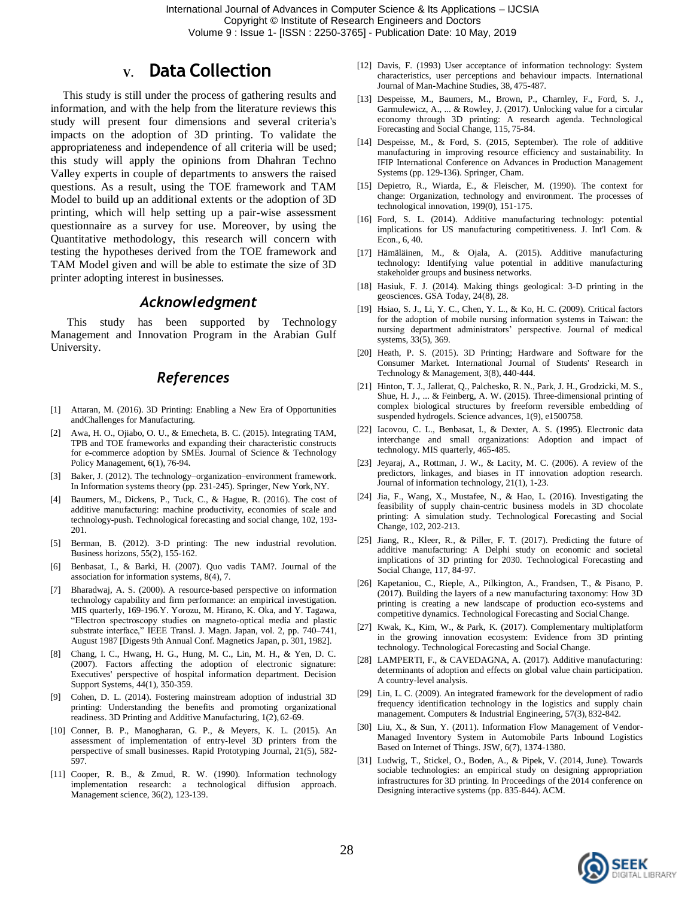## V. Data Collection

This study is still under the process of gathering results and information, and with the help from the literature reviews this study will present four dimensions and several criteria's impacts on the adoption of 3D printing. To validate the appropriateness and independence of all criteria will be used; this study will apply the opinions from Dhahran Techno Valley experts in couple of departments to answer the raised questions. As a result, using the TOE framework and TAM Model to build up an additional extents or the adoption of 3D printing, which will help setting up a pair-wise assessment questionnaire as a survey for use. Moreover, by using the Quantitative methodology, this research will concern with testing the hypotheses derived from the TOE framework and TAM Model given and will be able to estimate the size of 3D printer adopting interest in businesses.

## *Acknowledgment*

This study has been supported by Technology Management and Innovation Program in the Arabian Gulf University.

## *References*

[1] Attaran, M. (2016). 3D Printing: Enabling a New Era of Opportunities andChallenges for Manufacturing.

[2] Awa, H. O., Ojiabo, O. U., & Emecheta, B. C. (2015). Integrating TAM, TPB and TOE frameworks and expanding their characteristic constructs for e-commerce adoption by SMEs. Journal of Science & Technology Policy Management, 6(1), 76-94.

[3] Baker, J. (2012). The technology–organization–environment framework. In Information systems theory (pp. 231-245). Springer, New York, NY.

[4] Baumers, M., Dickens, P., Tuck, C., & Hague, R. (2016). The cost of additive manufacturing: machine productivity, economies of scale and technology-push. Technological forecasting and social change, 102, 193-201.

[5] Berman, B. (2012). 3-D printing: The new industrial revolution. Business horizons, 55(2), 155-162.

[6] Benbasat, I., & Barki, H. (2007). Quo vadis TAM?. Journal of the association for information systems, 8(4), 7.

[7] Bharadwaj, A. S. (2000). A resource-based perspective on information technology capability and firm performance: an empirical investigation. MIS quarterly, 169-196.Y. Yorozu, M. Hirano, K. Oka, and Y. Tagawa, "Electron spectroscopy studies on magneto-optical media and plastic substrate interface," IEEE Transl. J. Magn. Japan, vol. 2, pp. 740–741, August 1987 [Digests 9th Annual Conf. Magnetics Japan, p. 301, 1982].

[8] Chang, I. C., Hwang, H. G., Hung, M. C., Lin, M. H., & Yen, D. C. (2007). Factors affecting the adoption of electronic signature: Executives' perspective of hospital information department. Decision Support Systems, 44(1), 350-359.

[9] Cohen, D. L. (2014). Fostering mainstream adoption of industrial 3D printing: Understanding the benefits and promoting organizational readiness. 3D Printing and Additive Manufacturing, 1(2), 62-69.

[10] Conner, B. P., Manogharan, G. P., & Meyers, K. L. (2015). An assessment of implementation of entry-level 3D printers from the perspective of small businesses. Rapid Prototyping Journal, 21(5), 582-597.

[11] Cooper, R. B., & Zmud, R. W. (1990). Information technology implementation research: a technological diffusion approach. Management science, 36(2), 123-139.

[12] Davis, F. (1993) User acceptance of information technology: System characteristics, user perceptions and behaviour impacts. International Journal of Man-Machine Studies, 38, 475-487.

[13] Despeisse, M., Baumers, M., Brown, P., Charnley, F., Ford, S. J., Garmulewicz, A., ... & Rowley, J. (2017). Unlocking value for a circular economy through 3D printing: A research agenda. Technological Forecasting and Social Change, 115, 75-84.

[14] Despeisse, M., & Ford, S. (2015, September). The role of additive manufacturing in improving resource efficiency and sustainability. In IFIP International Conference on Advances in Production Management Systems (pp. 129-136). Springer, Cham.

[15] Depietro, R., Wiarda, E., & Fleischer, M. (1990). The context for change: Organization, technology and environment. The processes of technological innovation, 199(0), 151-175.

[16] Ford, S. L. (2014). Additive manufacturing technology: potential implications for US manufacturing competitiveness. J. Int'l Com. & Econ., 6, 40.

[17] Hämäläinen, M., & Ojala, A. (2015). Additive manufacturing technology: Identifying value potential in additive manufacturing stakeholder groups and business networks.

[18] Hasiuk, F. J. (2014). Making things geological: 3-D printing in the geosciences. GSA Today, 24(8), 28.

[19] Hsiao, S. J., Li, Y. C., Chen, Y. L., & Ko, H. C. (2009). Critical factors for the adoption of mobile nursing information systems in Taiwan: the nursing department administrators' perspective. Journal of medical systems, 33(5), 369.

[20] Heath, P. S. (2015). 3D Printing; Hardware and Software for the Consumer Market. International Journal of Students' Research in Technology & Management, 3(8), 440-444.

[21] Hinton, T. J., Jallerat, Q., Palchesko, R. N., Park, J. H., Grodzicki, M. S., Shue, H. J., ... & Feinberg, A. W. (2015). Three-dimensional printing of complex biological structures by freeform reversible embedding of suspended hydrogels. Science advances, 1(9), e1500758.

[22] Iacovou, C. L., Benbasat, I., & Dexter, A. S. (1995). Electronic data interchange and small organizations: Adoption and impact of technology. MIS quarterly, 465-485.

[23] Jeyaraj, A., Rottman, J. W., & Lacity, M. C. (2006). A review of the predictors, linkages, and biases in IT innovation adoption research. Journal of information technology, 21(1), 1-23.

[24] Jia, F., Wang, X., Mustafee, N., & Hao, L. (2016). Investigating the feasibility of supply chain-centric business models in 3D chocolate printing: A simulation study. Technological Forecasting and Social Change, 102, 202-213.

[25] Jiang, R., Kleer, R., & Piller, F. T. (2017). Predicting the future of additive manufacturing: A Delphi study on economic and societal implications of 3D printing for 2030. Technological Forecasting and Social Change, 117, 84-97.

[26] Kapetaniou, C., Rieple, A., Pilkington, A., Frandsen, T., & Pisano, P. (2017). Building the layers of a new manufacturing taxonomy: How 3D printing is creating a new landscape of production eco-systems and competitive dynamics. Technological Forecasting and Social Change.

[27] Kwak, K., Kim, W., & Park, K. (2017). Complementary multiplatform in the growing innovation ecosystem: Evidence from 3D printing technology. Technological Forecasting and Social Change.

[28] LAMPERTI, F., & CAVEDAGNA, A. (2017). Additive manufacturing: determinants of adoption and effects on global value chain participation. A country-level analysis.

[29] Lin, L. C. (2009). An integrated framework for the development of radio frequency identification technology in the logistics and supply chain management. Computers & Industrial Engineering, 57(3), 832-842.

[30] Liu, X., & Sun, Y. (2011). Information Flow Management of Vendor-Managed Inventory System in Automobile Parts Inbound Logistics Based on Internet of Things. JSW, 6(7), 1374-1380.

[31] Ludwig, T., Stickel, O., Boden, A., & Pipek, V. (2014, June). Towards sociable technologies: an empirical study on designing appropriation infrastructures for 3D printing. In Proceedings of the 2014 conference on Designing interactive systems (pp. 835-844). ACM.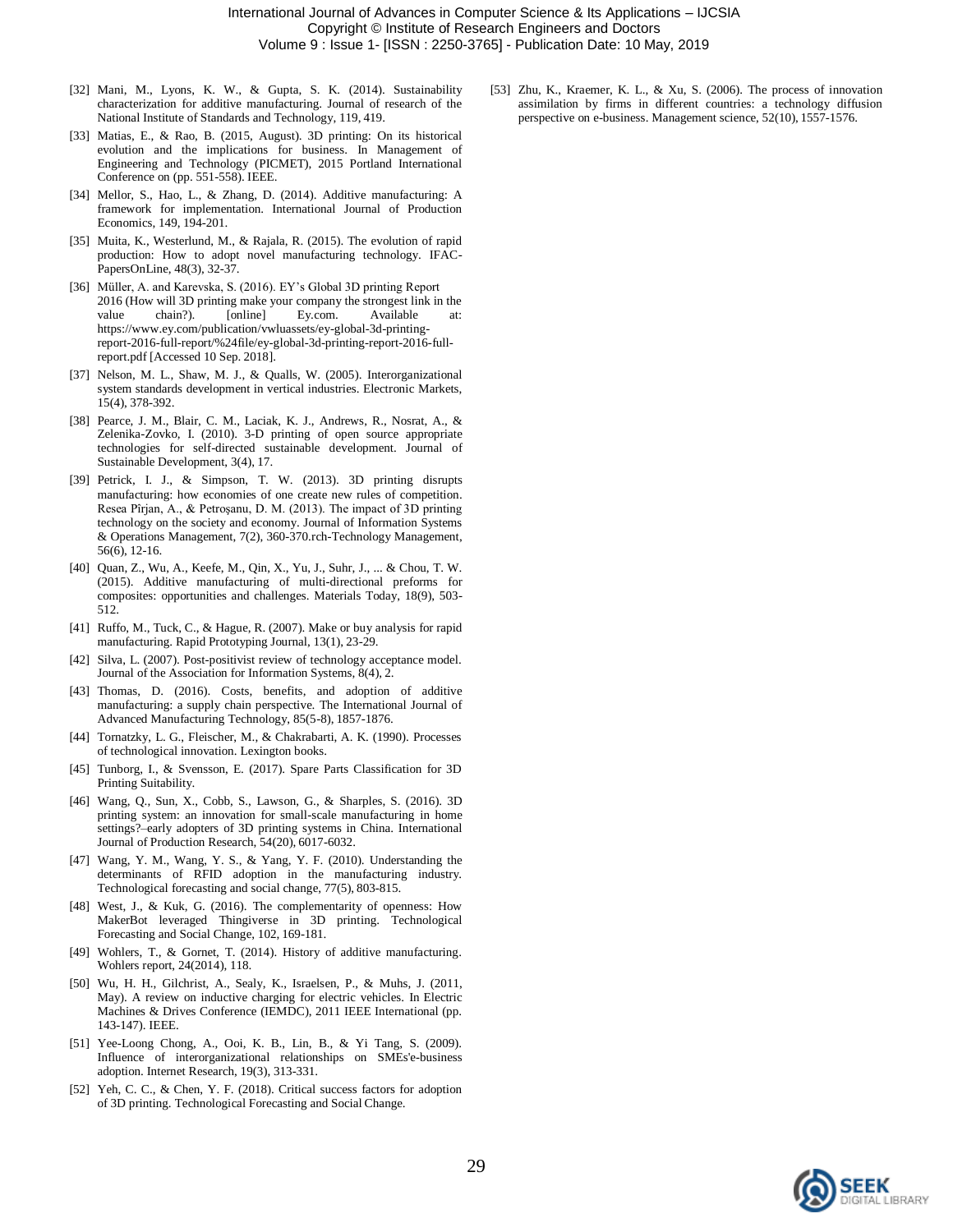[32] Mani, M., Lyons, K. W., & Gupta, S. K. (2014). Sustainability characterization for additive manufacturing. Journal of research of the National Institute of Standards and Technology, 119, 419.

[33] Matias, E., & Rao, B. (2015, August). 3D printing: On its historical evolution and the implications for business. In Management of Engineering and Technology (PICMET), 2015 Portland International Conference on (pp. 551-558). IEEE.

[34] Mellor, S., Hao, L., & Zhang, D. (2014). Additive manufacturing: A framework for implementation. International Journal of Production Economics, 149, 194-201.

[35] Muita, K., Westerlund, M., & Rajala, R. (2015). The evolution of rapid production: How to adopt novel manufacturing technology. IFAC-PapersOnLine, 48(3), 32-37.

[36] Müller, A. and Karevska, S. (2016). EY's Global 3D printing Report 2016 (How will 3D printing make your company the strongest link in the value chain?). [online] Ey.com. Available at: https://www.ey.com/publication/vwluassets/ey-global-3d-printing-report-2016-full-report/%24file/ey-global-3d-printing-report-2016-full-report.pdf [Accessed 10 Sep. 2018].

[37] Nelson, M. L., Shaw, M. J., & Qualls, W. (2005). Interorganizational system standards development in vertical industries. Electronic Markets, 15(4), 378-392.

[38] Pearce, J. M., Blair, C. M., Laciak, K. J., Andrews, R., Nosrat, A., & Zelenika-Zovko, I. (2010). 3-D printing of open source appropriate technologies for self-directed sustainable development. Journal of Sustainable Development, 3(4), 17.

[39] Petrick, I. J., & Simpson, T. W. (2013). 3D printing disrupts manufacturing: how economies of one create new rules of competition. Resea Pîrjan, A., & Petroşanu, D. M. (2013). The impact of 3D printing technology on the society and economy. Journal of Information Systems & Operations Management, 7(2), 360-370.rch-Technology Management, 56(6), 12-16.

[40] Quan, Z., Wu, A., Keefe, M., Qin, X., Yu, J., Suhr, J., ... & Chou, T. W. (2015). Additive manufacturing of multi-directional preforms for composites: opportunities and challenges. Materials Today, 18(9), 503-512.

[41] Ruffo, M., Tuck, C., & Hague, R. (2007). Make or buy analysis for rapid manufacturing. Rapid Prototyping Journal, 13(1), 23-29.

[42] Silva, L. (2007). Post-positivist review of technology acceptance model. Journal of the Association for Information Systems, 8(4), 2.

[43] Thomas, D. (2016). Costs, benefits, and adoption of additive manufacturing: a supply chain perspective. The International Journal of Advanced Manufacturing Technology, 85(5-8), 1857-1876.

[44] Tornatzky, L. G., Fleischer, M., & Chakrabarti, A. K. (1990). Processes of technological innovation. Lexington books.

[45] Tunborg, I., & Svensson, E. (2017). Spare Parts Classification for 3D Printing Suitability.

[46] Wang, Q., Sun, X., Cobb, S., Lawson, G., & Sharples, S. (2016). 3D printing system: an innovation for small-scale manufacturing in home settings?–early adopters of 3D printing systems in China. International Journal of Production Research, 54(20), 6017-6032.

[47] Wang, Y. M., Wang, Y. S., & Yang, Y. F. (2010). Understanding the determinants of RFID adoption in the manufacturing industry. Technological forecasting and social change, 77(5), 803-815.

[48] West, J., & Kuk, G. (2016). The complementarity of openness: How MakerBot leveraged Thingiverse in 3D printing. Technological Forecasting and Social Change, 102, 169-181.

[49] Wohlers, T., & Gornet, T. (2014). History of additive manufacturing. Wohlers report, 24(2014), 118.

[50] Wu, H. H., Gilchrist, A., Sealy, K., Israelsen, P., & Muhs, J. (2011, May). A review on inductive charging for electric vehicles. In Electric Machines & Drives Conference (IEMDC), 2011 IEEE International (pp. 143-147). IEEE.

[51] Yee-Loong Chong, A., Ooi, K. B., Lin, B., & Yi Tang, S. (2009). Influence of interorganizational relationships on SMEs'e-business adoption. Internet Research, 19(3), 313-331.

[52] Yeh, C. C., & Chen, Y. F. (2018). Critical success factors for adoption of 3D printing. Technological Forecasting and Social Change.

[53] Zhu, K., Kraemer, K. L., & Xu, S. (2006). The process of innovation assimilation by firms in different countries: a technology diffusion perspective on e-business. Management science, 52(10), 1557-1576.